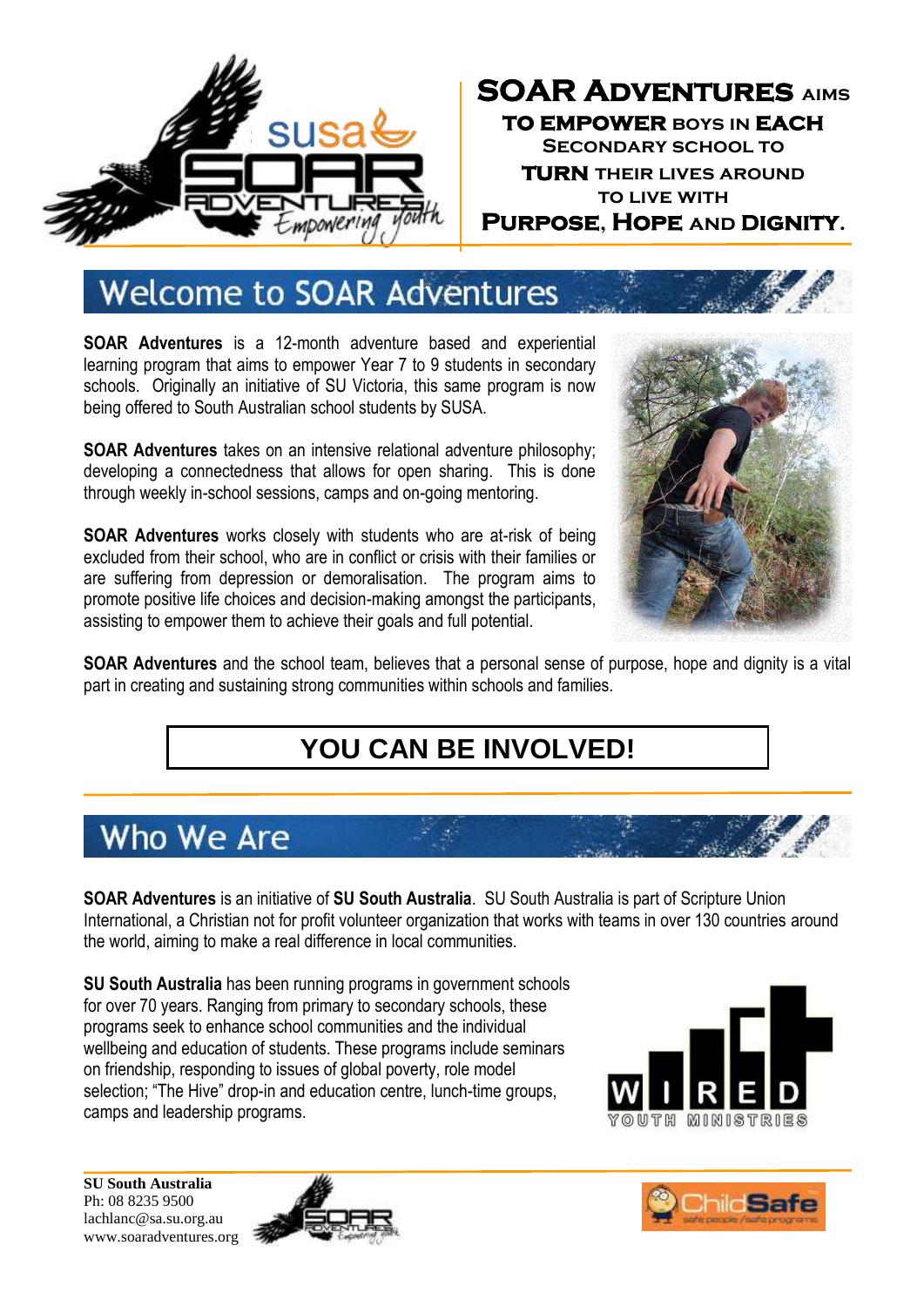**SOAR ADVENTURES AIMS TO EMPOWER BOYS IN EACH SECONDARY SCHOOL TO TURN THEIR LIVES AROUND TO LIVE WITH PURPOSE, HOPE AND DIGNITY.**

## Welcome to SOAR Adventures

**SOAR Adventures** is a 12-month adventure based and experiential learning program that aims to empower Year 7 to 9 students in secondary schools. Originally an initiative of SU Victoria, this same program is now being offered to South Australian school students by SUSA.

**SOAR Adventures** takes on an intensive relational adventure philosophy; developing a connectedness that allows for open sharing. This is done through weekly in-school sessions, camps and on-going mentoring.

**SOAR Adventures** works closely with students who are at-risk of being excluded from their school, who are in conflict or crisis with their families or are suffering from depression or demoralisation. The program aims to promote positive life choices and decision-making amongst the participants, assisting to empower them to achieve their goals and full potential.

**SOAR Adventures** and the school team, believes that a personal sense of purpose, hope and dignity is a vital part in creating and sustaining strong communities within schools and families.

**YOU CAN BE INVOLVED!**

## Who We Are

**SOAR Adventures** is an initiative of **SU South Australia**. SU South Australia is part of Scripture Union International, a Christian not for profit volunteer organization that works with teams in over 130 countries around the world, aiming to make a real difference in local communities.

**SU South Australia** has been running programs in government schools for over 70 years. Ranging from primary to secondary schools, these programs seek to enhance school communities and the individual wellbeing and education of students. These programs include seminars on friendship, responding to issues of global poverty, role model selection; "The Hive" drop-in and education centre, lunch-time groups, camps and leadership programs.

**SU South Australia**
Ph: 08 8235 9500
lachlanc@sa.su.org.au
www.soaradventures.org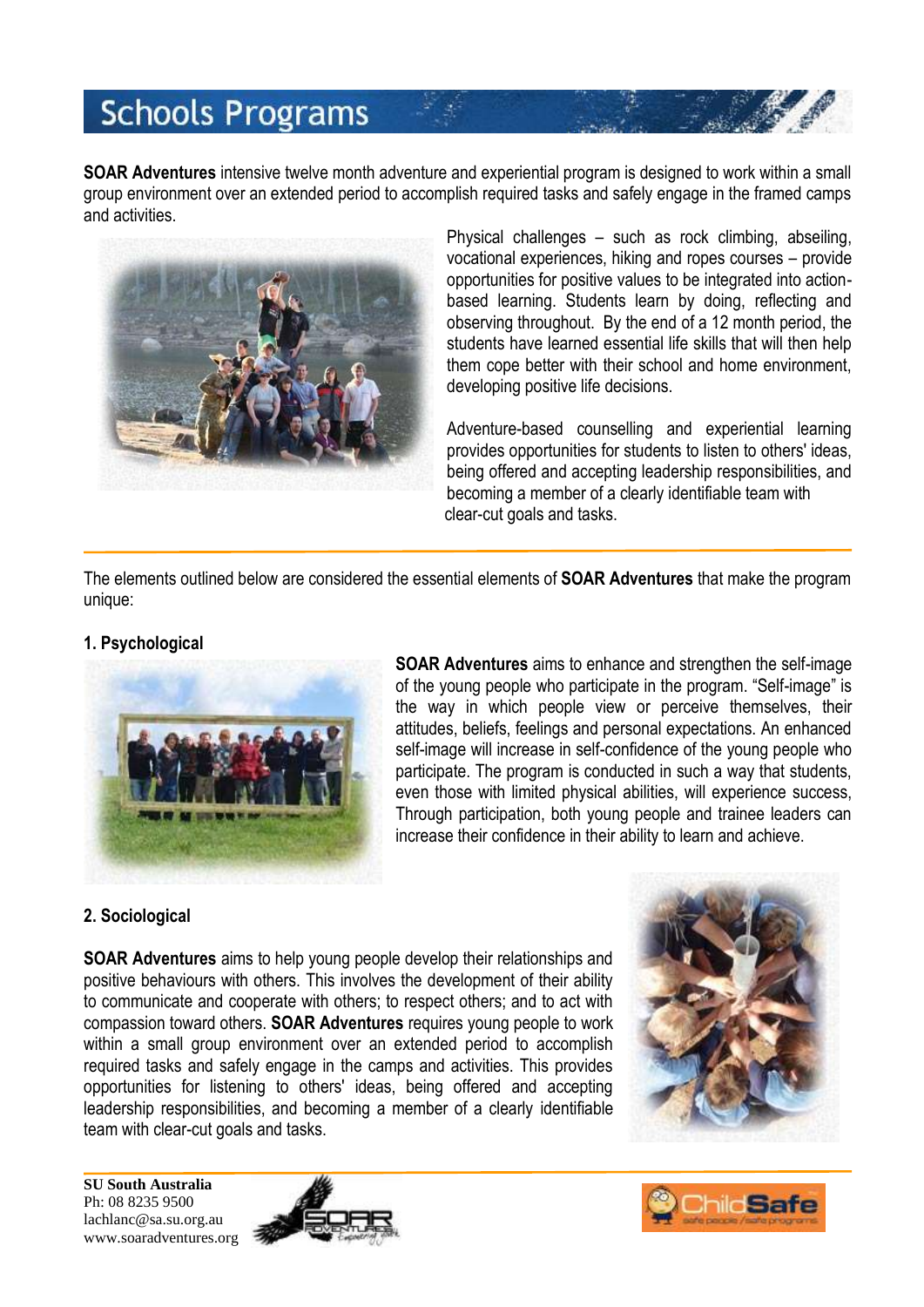# Schools Programs

**SOAR Adventures** intensive twelve month adventure and experiential program is designed to work within a small group environment over an extended period to accomplish required tasks and safely engage in the framed camps and activities.

Physical challenges – such as rock climbing, abseiling, vocational experiences, hiking and ropes courses – provide opportunities for positive values to be integrated into action-based learning. Students learn by doing, reflecting and observing throughout. By the end of a 12 month period, the students have learned essential life skills that will then help them cope better with their school and home environment, developing positive life decisions.

Adventure-based counselling and experiential learning provides opportunities for students to listen to others' ideas, being offered and accepting leadership responsibilities, and becoming a member of a clearly identifiable team with clear-cut goals and tasks.

The elements outlined below are considered the essential elements of **SOAR Adventures** that make the program unique:

**1. Psychological**

**SOAR Adventures** aims to enhance and strengthen the self-image of the young people who participate in the program. "Self-image" is the way in which people view or perceive themselves, their attitudes, beliefs, feelings and personal expectations. An enhanced self-image will increase in self-confidence of the young people who participate. The program is conducted in such a way that students, even those with limited physical abilities, will experience success. Through participation, both young people and trainee leaders can increase their confidence in their ability to learn and achieve.

**2. Sociological**

**SOAR Adventures** aims to help young people develop their relationships and positive behaviours with others. This involves the development of their ability to communicate and cooperate with others; to respect others; and to act with compassion toward others. **SOAR Adventures** requires young people to work within a small group environment over an extended period to accomplish required tasks and safely engage in the camps and activities. This provides opportunities for listening to others' ideas, being offered and accepting leadership responsibilities, and becoming a member of a clearly identifiable team with clear-cut goals and tasks.

**SU South Australia**
Ph: 08 8235 9500
lachlanc@sa.su.org.au
www.soaradventures.org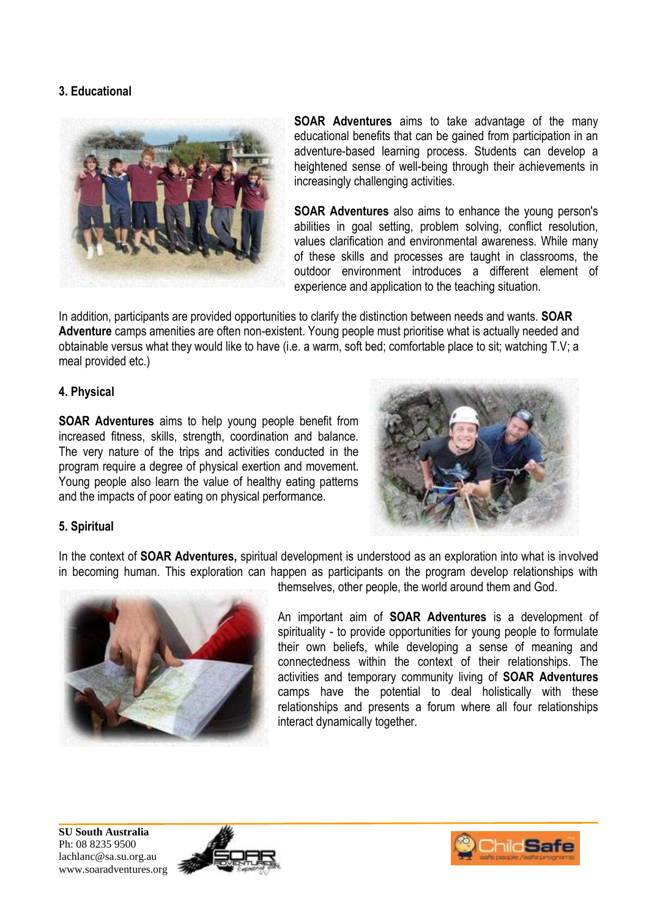### 3. Educational

**SOAR Adventures** aims to take advantage of the many educational benefits that can be gained from participation in an adventure-based learning process. Students can develop a heightened sense of well-being through their achievements in increasingly challenging activities.

**SOAR Adventures** also aims to enhance the young person's abilities in goal setting, problem solving, conflict resolution, values clarification and environmental awareness. While many of these skills and processes are taught in classrooms, the outdoor environment introduces a different element of experience and application to the teaching situation.

In addition, participants are provided opportunities to clarify the distinction between needs and wants. **SOAR Adventure** camps amenities are often non-existent. Young people must prioritise what is actually needed and obtainable versus what they would like to have (i.e. a warm, soft bed; comfortable place to sit; watching T.V; a meal provided etc.)

### 4. Physical

**SOAR Adventures** aims to help young people benefit from increased fitness, skills, strength, coordination and balance. The very nature of the trips and activities conducted in the program require a degree of physical exertion and movement. Young people also learn the value of healthy eating patterns and the impacts of poor eating on physical performance.

### 5. Spiritual

In the context of **SOAR Adventures,** spiritual development is understood as an exploration into what is involved in becoming human. This exploration can happen as participants on the program develop relationships with themselves, other people, the world around them and God.

An important aim of **SOAR Adventures** is a development of spirituality - to provide opportunities for young people to formulate their own beliefs, while developing a sense of meaning and connectedness within the context of their relationships. The activities and temporary community living of **SOAR Adventures** camps have the potential to deal holistically with these relationships and presents a forum where all four relationships interact dynamically together.

**SU South Australia**
Ph: 08 8235 9500
lachlanc@sa.su.org.au
www.soaradventures.org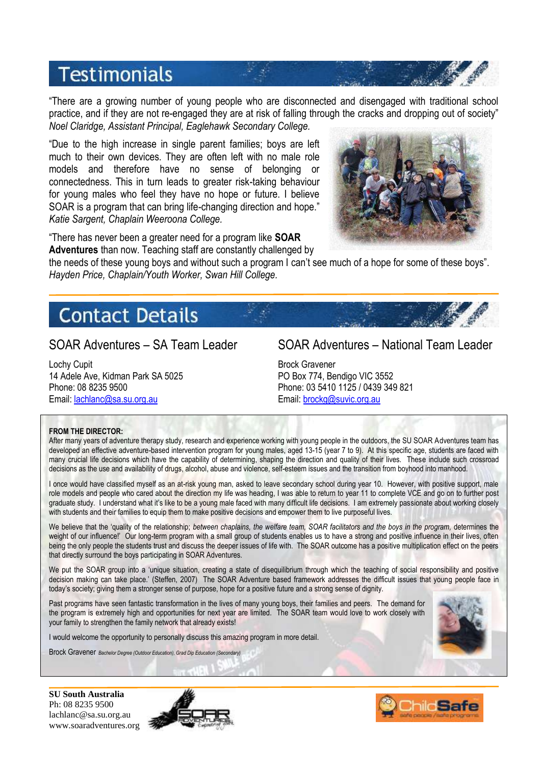# Testimonials

"There are a growing number of young people who are disconnected and disengaged with traditional school practice, and if they are not re-engaged they are at risk of falling through the cracks and dropping out of society"
*Noel Claridge, Assistant Principal, Eaglehawk Secondary College.*

"Due to the high increase in single parent families; boys are left much to their own devices. They are often left with no male role models and therefore have no sense of belonging or connectedness. This in turn leads to greater risk-taking behaviour for young males who feel they have no hope or future. I believe SOAR is a program that can bring life-changing direction and hope."
*Katie Sargent, Chaplain Weeroona College.*

"There has never been a greater need for a program like **SOAR Adventures** than now. Teaching staff are constantly challenged by the needs of these young boys and without such a program I can't see much of a hope for some of these boys".
*Hayden Price, Chaplain/Youth Worker, Swan Hill College.*

# Contact Details

## SOAR Adventures – SA Team Leader

Lochy Cupit
14 Adele Ave, Kidman Park SA 5025
Phone: 08 8235 9500
Email: lachlanc@sa.su.org.au

## SOAR Adventures – National Team Leader

Brock Gravener
PO Box 774, Bendigo VIC 3552
Phone: 03 5410 1125 / 0439 349 821
Email: brockg@suvic.org.au

**FROM THE DIRECTOR:**
After many years of adventure therapy study, research and experience working with young people in the outdoors, the SU SOAR Adventures team has developed an effective adventure-based intervention program for young males, aged 13-15 (year 7 to 9). At this specific age, students are faced with many crucial life decisions which have the capability of determining, shaping the direction and quality of their lives. These include such crossroad decisions as the use and availability of drugs, alcohol, abuse and violence, self-esteem issues and the transition from boyhood into manhood.

I once would have classified myself as an at-risk young man, asked to leave secondary school during year 10. However, with positive support, male role models and people who cared about the direction my life was heading, I was able to return to year 11 to complete VCE and go on to further post graduate study. I understand what it's like to be a young male faced with many difficult life decisions. I am extremely passionate about working closely with students and their families to equip them to make positive decisions and empower them to live purposeful lives.

We believe that the 'quality of the relationship; *between chaplains, the welfare team, SOAR facilitators and the boys in the program,* determines the weight of our influence!' Our long-term program with a small group of students enables us to have a strong and positive influence in their lives, often being the only people the students trust and discuss the deeper issues of life with. The SOAR outcome has a positive multiplication effect on the peers that directly surround the boys participating in SOAR Adventures.

We put the SOAR group into a 'unique situation, creating a state of disequilibrium through which the teaching of social responsibility and positive decision making can take place.' (Steffen, 2007) The SOAR Adventure based framework addresses the difficult issues that young people face in today's society; giving them a stronger sense of purpose, hope for a positive future and a strong sense of dignity.

Past programs have seen fantastic transformation in the lives of many young boys, their families and peers. The demand for the program is extremely high and opportunities for next year are limited. The SOAR team would love to work closely with your family to strengthen the family network that already exists!

I would welcome the opportunity to personally discuss this amazing program in more detail.

Brock Gravener *Bachelor Degree (Outdoor Education), Grad Dip Education (Secondary)*

**SU South Australia**
Ph: 08 8235 9500
lachlanc@sa.su.org.au
www.soaradventures.org